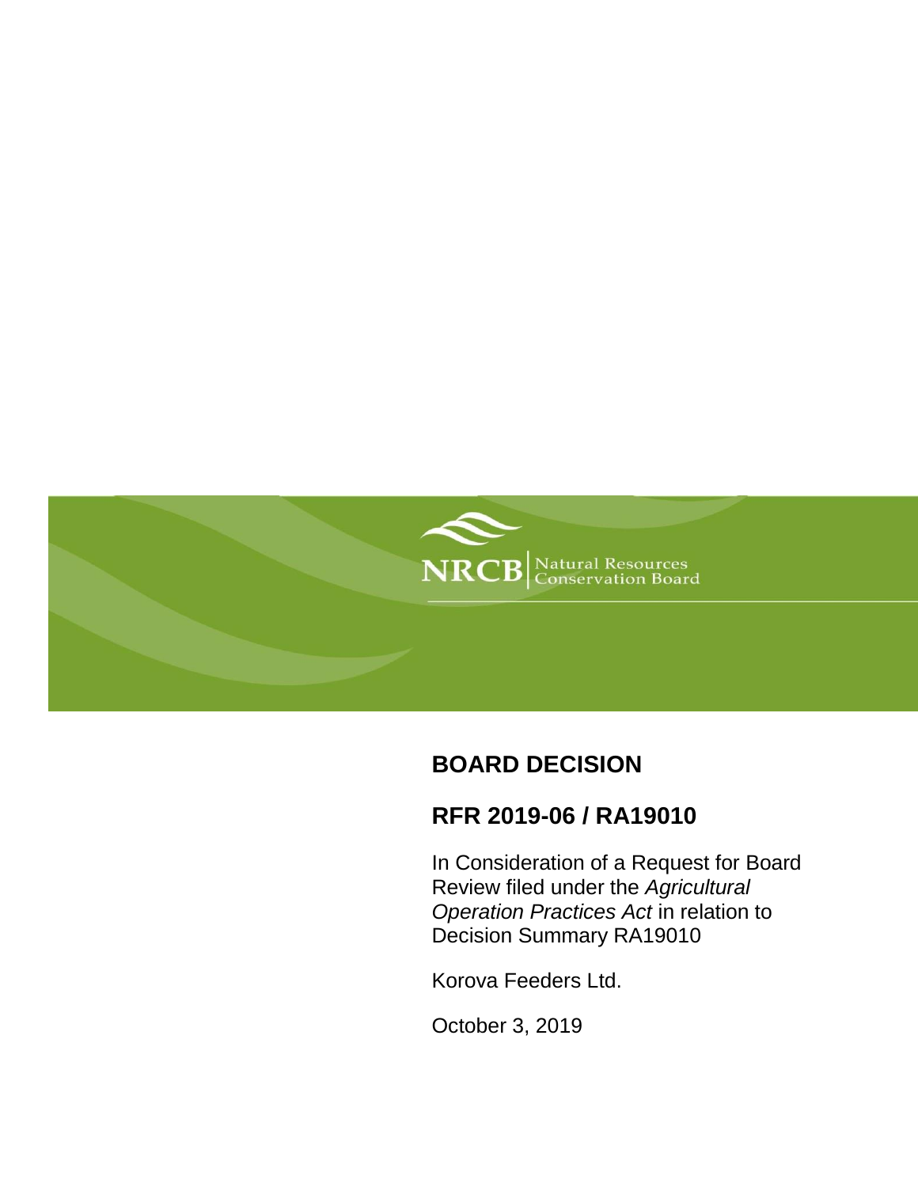NRCB Natural Resources Conservation Board

# BOARD DECISION

## RFR 2019-06 / RA19010

In Consideration of a Request for Board Review filed under the *Agricultural Operation Practices Act* in relation to Decision Summary RA19010

Korova Feeders Ltd.

October 3, 2019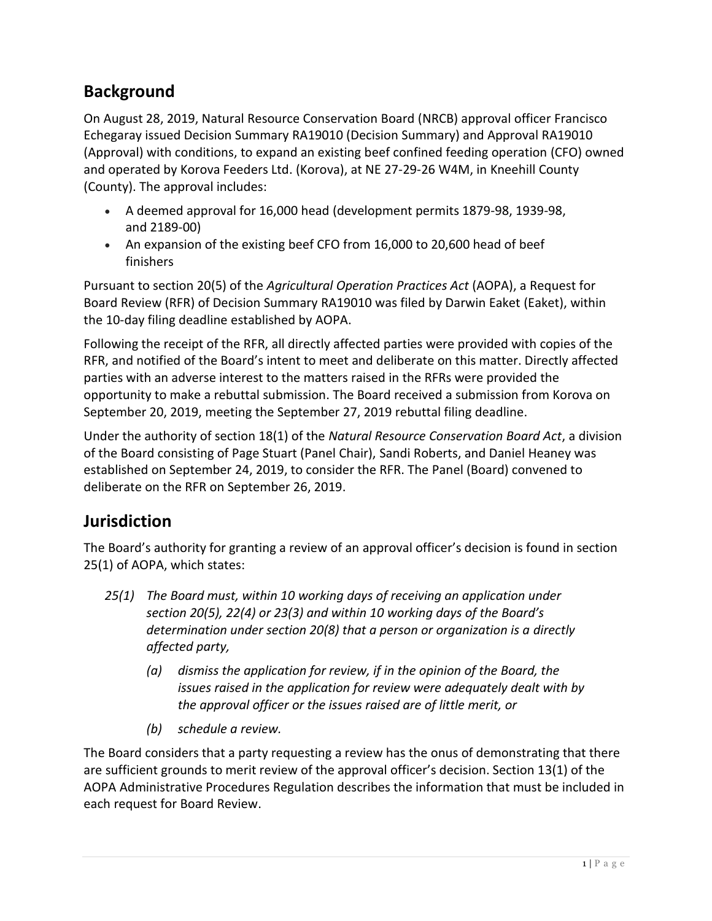## Background

On August 28, 2019, Natural Resource Conservation Board (NRCB) approval officer Francisco Echegaray issued Decision Summary RA19010 (Decision Summary) and Approval RA19010 (Approval) with conditions, to expand an existing beef confined feeding operation (CFO) owned and operated by Korova Feeders Ltd. (Korova), at NE 27-29-26 W4M, in Kneehill County (County). The approval includes:

- A deemed approval for 16,000 head (development permits 1879-98, 1939-98, and 2189-00)
- An expansion of the existing beef CFO from 16,000 to 20,600 head of beef finishers

Pursuant to section 20(5) of the *Agricultural Operation Practices Act* (AOPA), a Request for Board Review (RFR) of Decision Summary RA19010 was filed by Darwin Eaket (Eaket), within the 10-day filing deadline established by AOPA.

Following the receipt of the RFR, all directly affected parties were provided with copies of the RFR, and notified of the Board's intent to meet and deliberate on this matter. Directly affected parties with an adverse interest to the matters raised in the RFRs were provided the opportunity to make a rebuttal submission. The Board received a submission from Korova on September 20, 2019, meeting the September 27, 2019 rebuttal filing deadline.

Under the authority of section 18(1) of the *Natural Resource Conservation Board Act*, a division of the Board consisting of Page Stuart (Panel Chair), Sandi Roberts, and Daniel Heaney was established on September 24, 2019, to consider the RFR. The Panel (Board) convened to deliberate on the RFR on September 26, 2019.

## Jurisdiction

The Board's authority for granting a review of an approval officer's decision is found in section 25(1) of AOPA, which states:

> *25(1) The Board must, within 10 working days of receiving an application under section 20(5), 22(4) or 23(3) and within 10 working days of the Board's determination under section 20(8) that a person or organization is a directly affected party,*
>
> *(a) dismiss the application for review, if in the opinion of the Board, the issues raised in the application for review were adequately dealt with by the approval officer or the issues raised are of little merit, or*
>
> *(b) schedule a review.*

The Board considers that a party requesting a review has the onus of demonstrating that there are sufficient grounds to merit review of the approval officer's decision. Section 13(1) of the AOPA Administrative Procedures Regulation describes the information that must be included in each request for Board Review.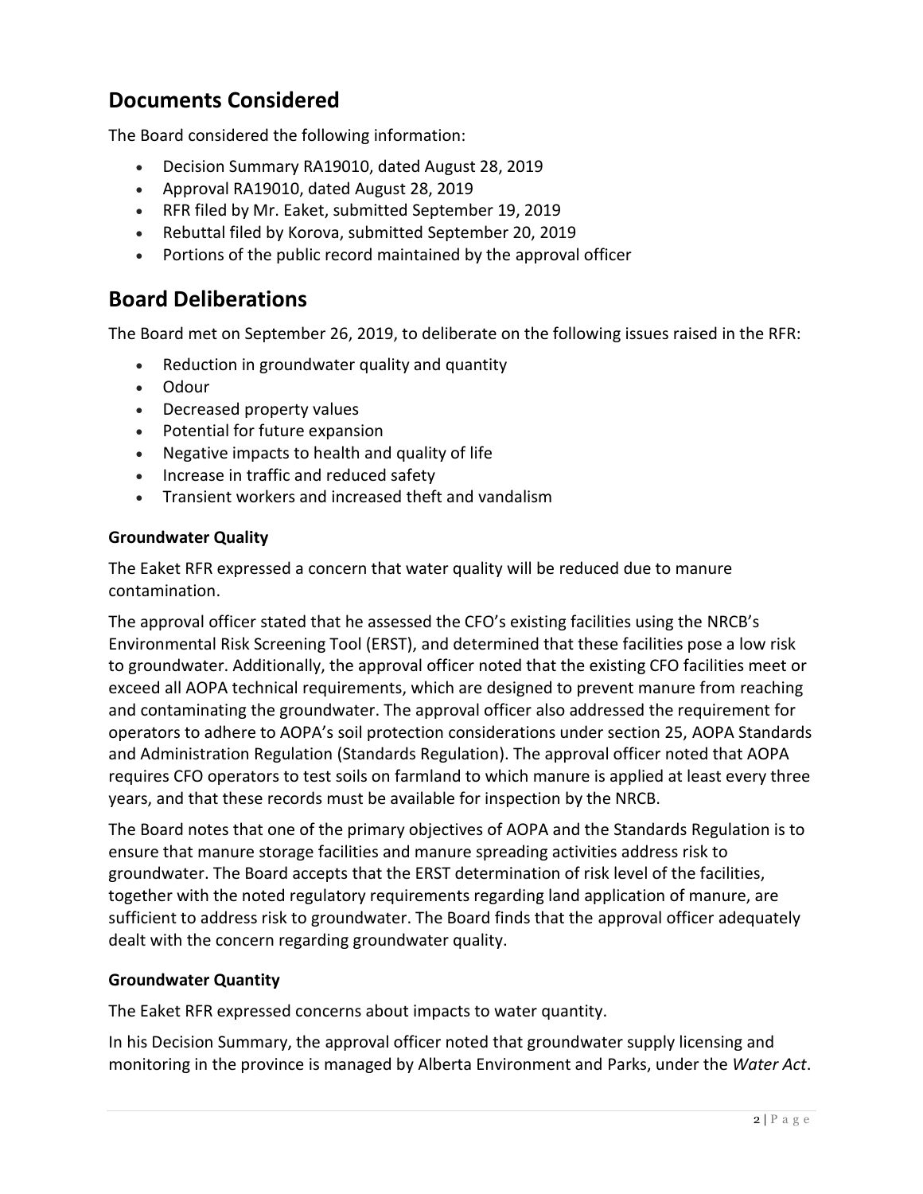## Documents Considered

The Board considered the following information:

- Decision Summary RA19010, dated August 28, 2019
- Approval RA19010, dated August 28, 2019
- RFR filed by Mr. Eaket, submitted September 19, 2019
- Rebuttal filed by Korova, submitted September 20, 2019
- Portions of the public record maintained by the approval officer

## Board Deliberations

The Board met on September 26, 2019, to deliberate on the following issues raised in the RFR:

- Reduction in groundwater quality and quantity
- Odour
- Decreased property values
- Potential for future expansion
- Negative impacts to health and quality of life
- Increase in traffic and reduced safety
- Transient workers and increased theft and vandalism

**Groundwater Quality**

The Eaket RFR expressed a concern that water quality will be reduced due to manure contamination.

The approval officer stated that he assessed the CFO's existing facilities using the NRCB's Environmental Risk Screening Tool (ERST), and determined that these facilities pose a low risk to groundwater. Additionally, the approval officer noted that the existing CFO facilities meet or exceed all AOPA technical requirements, which are designed to prevent manure from reaching and contaminating the groundwater. The approval officer also addressed the requirement for operators to adhere to AOPA's soil protection considerations under section 25, AOPA Standards and Administration Regulation (Standards Regulation). The approval officer noted that AOPA requires CFO operators to test soils on farmland to which manure is applied at least every three years, and that these records must be available for inspection by the NRCB.

The Board notes that one of the primary objectives of AOPA and the Standards Regulation is to ensure that manure storage facilities and manure spreading activities address risk to groundwater. The Board accepts that the ERST determination of risk level of the facilities, together with the noted regulatory requirements regarding land application of manure, are sufficient to address risk to groundwater. The Board finds that the approval officer adequately dealt with the concern regarding groundwater quality.

**Groundwater Quantity**

The Eaket RFR expressed concerns about impacts to water quantity.

In his Decision Summary, the approval officer noted that groundwater supply licensing and monitoring in the province is managed by Alberta Environment and Parks, under the *Water Act*.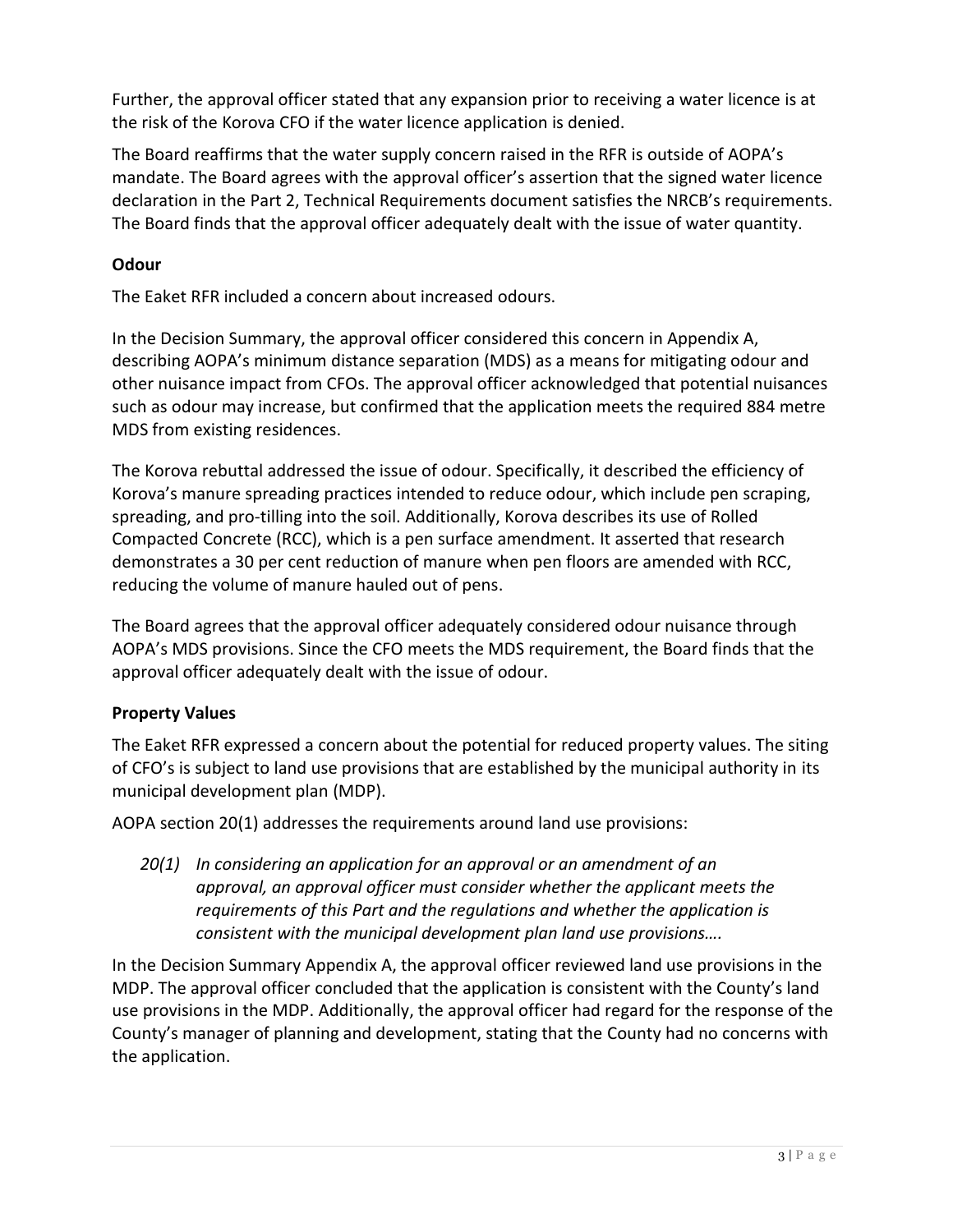Further, the approval officer stated that any expansion prior to receiving a water licence is at the risk of the Korova CFO if the water licence application is denied.

The Board reaffirms that the water supply concern raised in the RFR is outside of AOPA's mandate. The Board agrees with the approval officer's assertion that the signed water licence declaration in the Part 2, Technical Requirements document satisfies the NRCB's requirements. The Board finds that the approval officer adequately dealt with the issue of water quantity.

### Odour

The Eaket RFR included a concern about increased odours.

In the Decision Summary, the approval officer considered this concern in Appendix A, describing AOPA's minimum distance separation (MDS) as a means for mitigating odour and other nuisance impact from CFOs. The approval officer acknowledged that potential nuisances such as odour may increase, but confirmed that the application meets the required 884 metre MDS from existing residences.

The Korova rebuttal addressed the issue of odour. Specifically, it described the efficiency of Korova's manure spreading practices intended to reduce odour, which include pen scraping, spreading, and pro-tilling into the soil. Additionally, Korova describes its use of Rolled Compacted Concrete (RCC), which is a pen surface amendment. It asserted that research demonstrates a 30 per cent reduction of manure when pen floors are amended with RCC, reducing the volume of manure hauled out of pens.

The Board agrees that the approval officer adequately considered odour nuisance through AOPA's MDS provisions. Since the CFO meets the MDS requirement, the Board finds that the approval officer adequately dealt with the issue of odour.

### Property Values

The Eaket RFR expressed a concern about the potential for reduced property values. The siting of CFO's is subject to land use provisions that are established by the municipal authority in its municipal development plan (MDP).

AOPA section 20(1) addresses the requirements around land use provisions:

> *20(1) In considering an application for an approval or an amendment of an approval, an approval officer must consider whether the applicant meets the requirements of this Part and the regulations and whether the application is consistent with the municipal development plan land use provisions….*

In the Decision Summary Appendix A, the approval officer reviewed land use provisions in the MDP. The approval officer concluded that the application is consistent with the County's land use provisions in the MDP. Additionally, the approval officer had regard for the response of the County's manager of planning and development, stating that the County had no concerns with the application.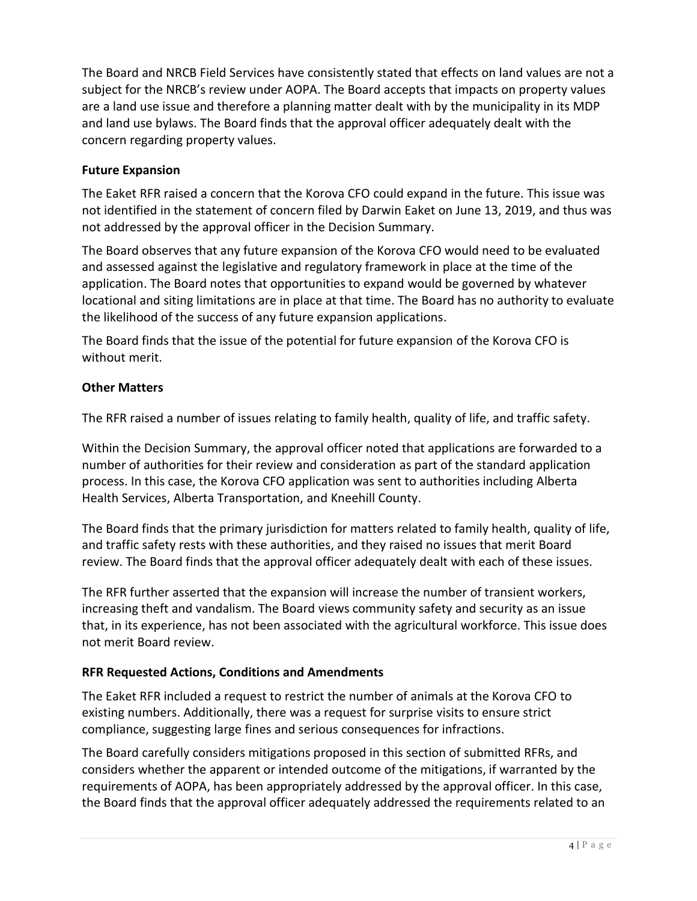The Board and NRCB Field Services have consistently stated that effects on land values are not a subject for the NRCB's review under AOPA. The Board accepts that impacts on property values are a land use issue and therefore a planning matter dealt with by the municipality in its MDP and land use bylaws. The Board finds that the approval officer adequately dealt with the concern regarding property values.

### Future Expansion

The Eaket RFR raised a concern that the Korova CFO could expand in the future. This issue was not identified in the statement of concern filed by Darwin Eaket on June 13, 2019, and thus was not addressed by the approval officer in the Decision Summary.

The Board observes that any future expansion of the Korova CFO would need to be evaluated and assessed against the legislative and regulatory framework in place at the time of the application. The Board notes that opportunities to expand would be governed by whatever locational and siting limitations are in place at that time. The Board has no authority to evaluate the likelihood of the success of any future expansion applications.

The Board finds that the issue of the potential for future expansion of the Korova CFO is without merit.

### Other Matters

The RFR raised a number of issues relating to family health, quality of life, and traffic safety.

Within the Decision Summary, the approval officer noted that applications are forwarded to a number of authorities for their review and consideration as part of the standard application process. In this case, the Korova CFO application was sent to authorities including Alberta Health Services, Alberta Transportation, and Kneehill County.

The Board finds that the primary jurisdiction for matters related to family health, quality of life, and traffic safety rests with these authorities, and they raised no issues that merit Board review. The Board finds that the approval officer adequately dealt with each of these issues.

The RFR further asserted that the expansion will increase the number of transient workers, increasing theft and vandalism. The Board views community safety and security as an issue that, in its experience, has not been associated with the agricultural workforce. This issue does not merit Board review.

### RFR Requested Actions, Conditions and Amendments

The Eaket RFR included a request to restrict the number of animals at the Korova CFO to existing numbers. Additionally, there was a request for surprise visits to ensure strict compliance, suggesting large fines and serious consequences for infractions.

The Board carefully considers mitigations proposed in this section of submitted RFRs, and considers whether the apparent or intended outcome of the mitigations, if warranted by the requirements of AOPA, has been appropriately addressed by the approval officer. In this case, the Board finds that the approval officer adequately addressed the requirements related to an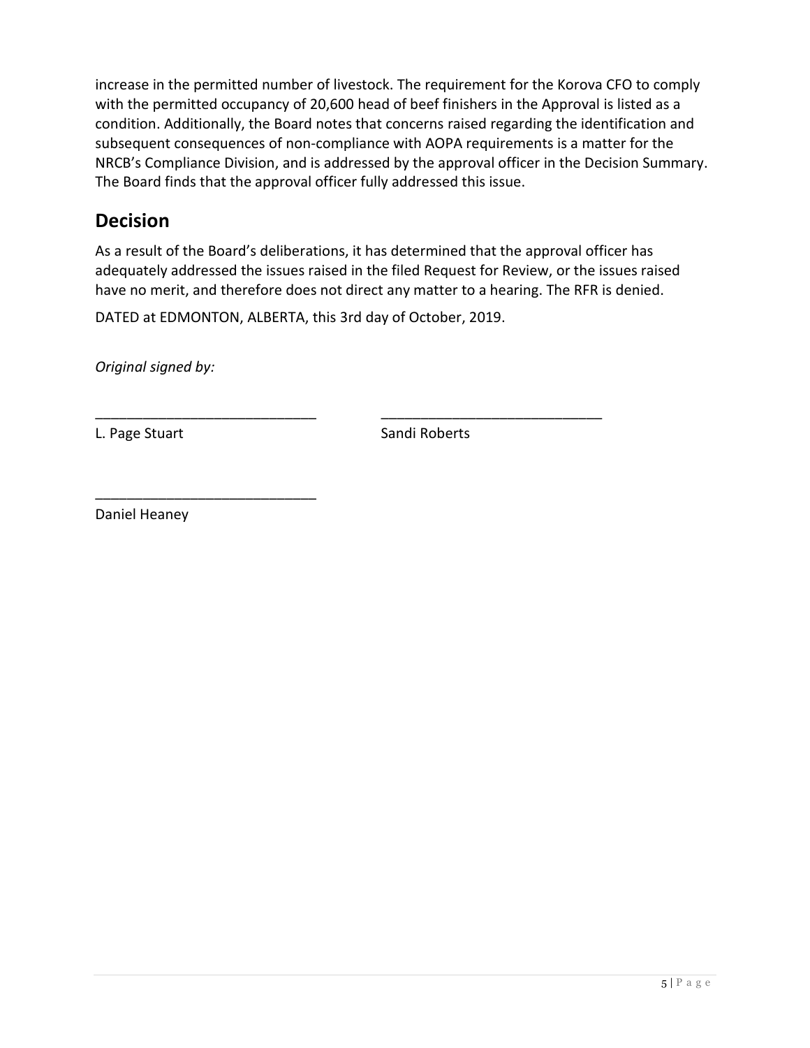increase in the permitted number of livestock. The requirement for the Korova CFO to comply with the permitted occupancy of 20,600 head of beef finishers in the Approval is listed as a condition. Additionally, the Board notes that concerns raised regarding the identification and subsequent consequences of non-compliance with AOPA requirements is a matter for the NRCB's Compliance Division, and is addressed by the approval officer in the Decision Summary. The Board finds that the approval officer fully addressed this issue.

## Decision

As a result of the Board's deliberations, it has determined that the approval officer has adequately addressed the issues raised in the filed Request for Review, or the issues raised have no merit, and therefore does not direct any matter to a hearing. The RFR is denied.

DATED at EDMONTON, ALBERTA, this 3rd day of October, 2019.

*Original signed by:*

\_\_\_\_\_\_\_\_\_\_\_\_\_\_\_\_\_\_\_\_\_\_\_\_\_\_\_\_
L. Page Stuart

\_\_\_\_\_\_\_\_\_\_\_\_\_\_\_\_\_\_\_\_\_\_\_\_\_\_\_\_
Sandi Roberts

\_\_\_\_\_\_\_\_\_\_\_\_\_\_\_\_\_\_\_\_\_\_\_\_\_\_\_\_
Daniel Heaney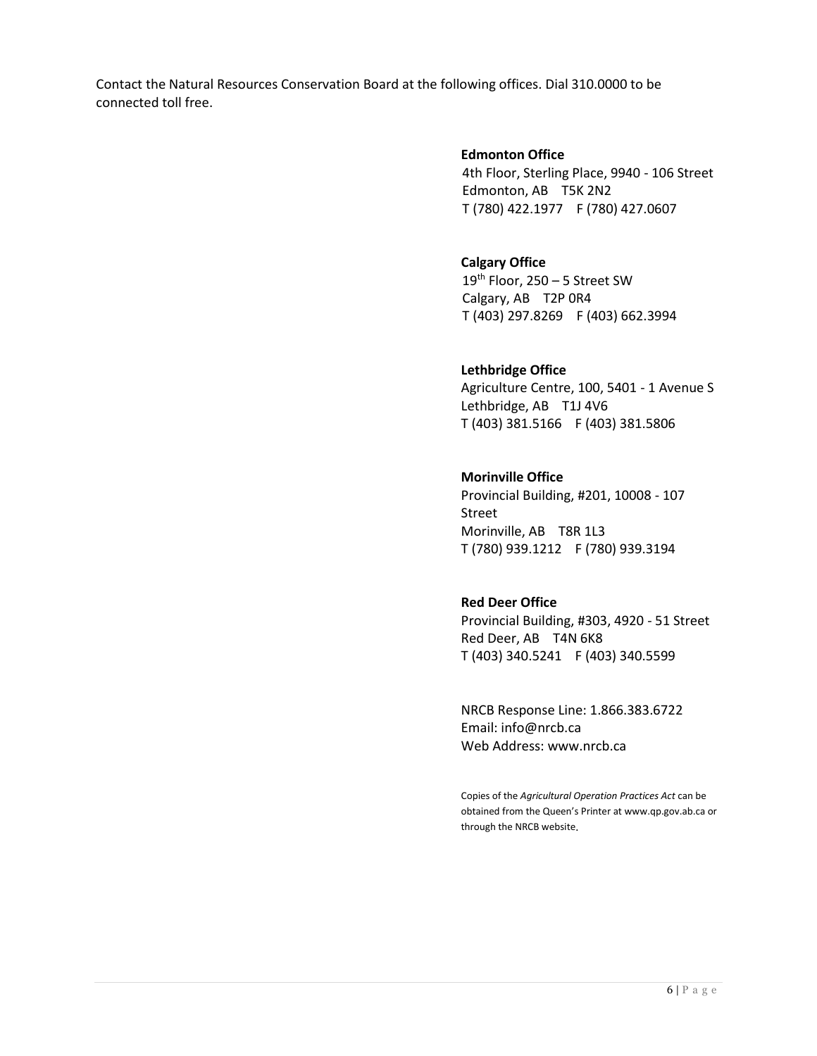Contact the Natural Resources Conservation Board at the following offices. Dial 310.0000 to be connected toll free.

**Edmonton Office**
4th Floor, Sterling Place, 9940 - 106 Street
Edmonton, AB T5K 2N2
T (780) 422.1977 F (780) 427.0607

**Calgary Office**
19th Floor, 250 – 5 Street SW
Calgary, AB T2P 0R4
T (403) 297.8269 F (403) 662.3994

**Lethbridge Office**
Agriculture Centre, 100, 5401 - 1 Avenue S
Lethbridge, AB T1J 4V6
T (403) 381.5166 F (403) 381.5806

**Morinville Office**
Provincial Building, #201, 10008 - 107 Street
Morinville, AB T8R 1L3
T (780) 939.1212 F (780) 939.3194

**Red Deer Office**
Provincial Building, #303, 4920 - 51 Street
Red Deer, AB T4N 6K8
T (403) 340.5241 F (403) 340.5599

NRCB Response Line: 1.866.383.6722
Email: info@nrcb.ca
Web Address: www.nrcb.ca

Copies of the *Agricultural Operation Practices Act* can be obtained from the Queen's Printer at www.qp.gov.ab.ca or through the NRCB website.